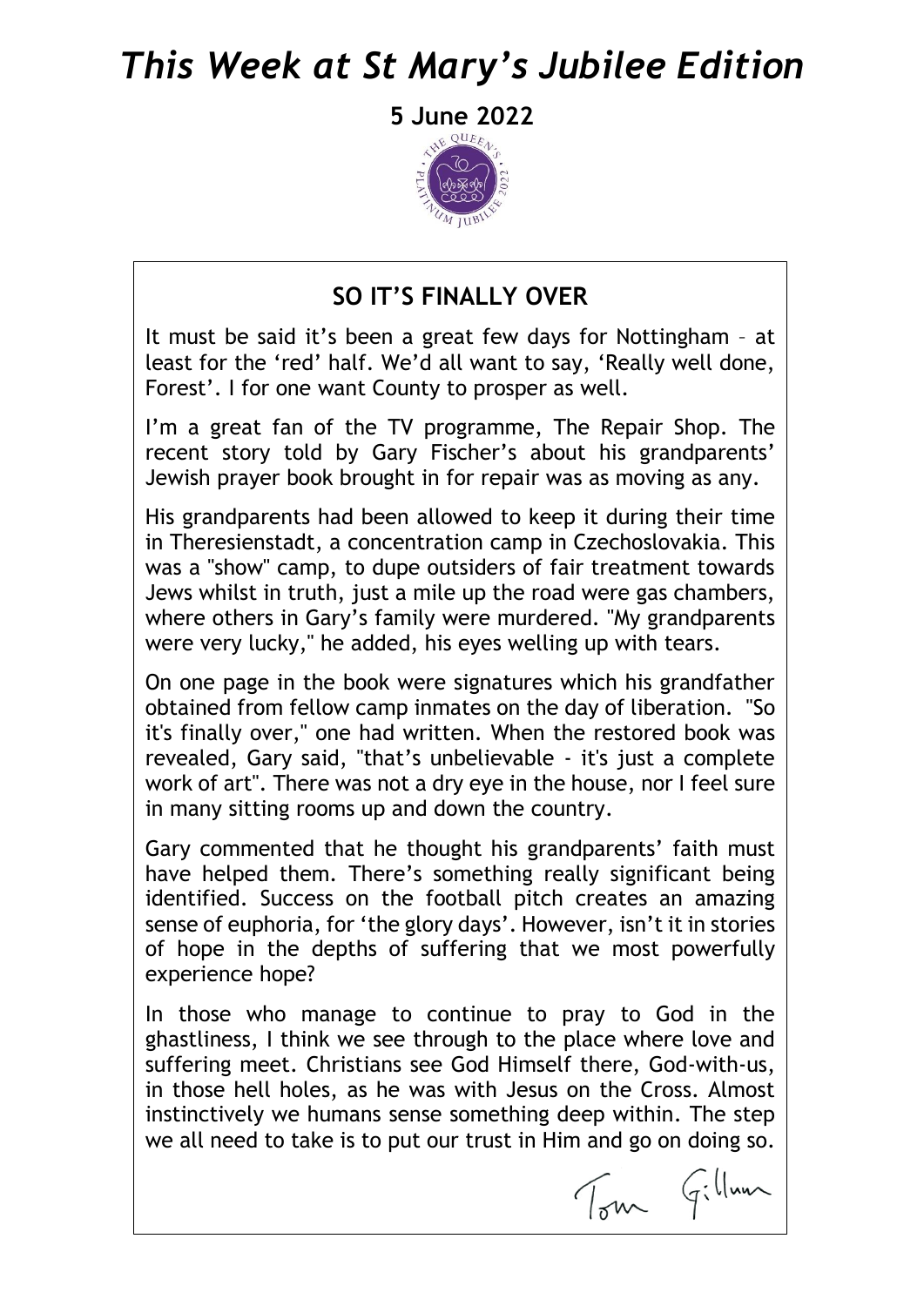# *This Week at St Mary's Jubilee Edition*

**5 June 2022**

## SO IT'S FINALLY OVER

It must be said it's been a great few days for Nottingham – at least for the 'red' half. We'd all want to say, 'Really well done, Forest'. I for one want County to prosper as well.

I'm a great fan of the TV programme, The Repair Shop. The recent story told by Gary Fischer's about his grandparents' Jewish prayer book brought in for repair was as moving as any.

His grandparents had been allowed to keep it during their time in Theresienstadt, a concentration camp in Czechoslovakia. This was a "show" camp, to dupe outsiders of fair treatment towards Jews whilst in truth, just a mile up the road were gas chambers, where others in Gary's family were murdered. "My grandparents were very lucky," he added, his eyes welling up with tears.

On one page in the book were signatures which his grandfather obtained from fellow camp inmates on the day of liberation. "So it's finally over," one had written. When the restored book was revealed, Gary said, "that's unbelievable - it's just a complete work of art". There was not a dry eye in the house, nor I feel sure in many sitting rooms up and down the country.

Gary commented that he thought his grandparents' faith must have helped them. There's something really significant being identified. Success on the football pitch creates an amazing sense of euphoria, for 'the glory days'. However, isn't it in stories of hope in the depths of suffering that we most powerfully experience hope?

In those who manage to continue to pray to God in the ghastliness, I think we see through to the place where love and suffering meet. Christians see God Himself there, God-with-us, in those hell holes, as he was with Jesus on the Cross. Almost instinctively we humans sense something deep within. The step we all need to take is to put our trust in Him and go on doing so.

Tom Gillum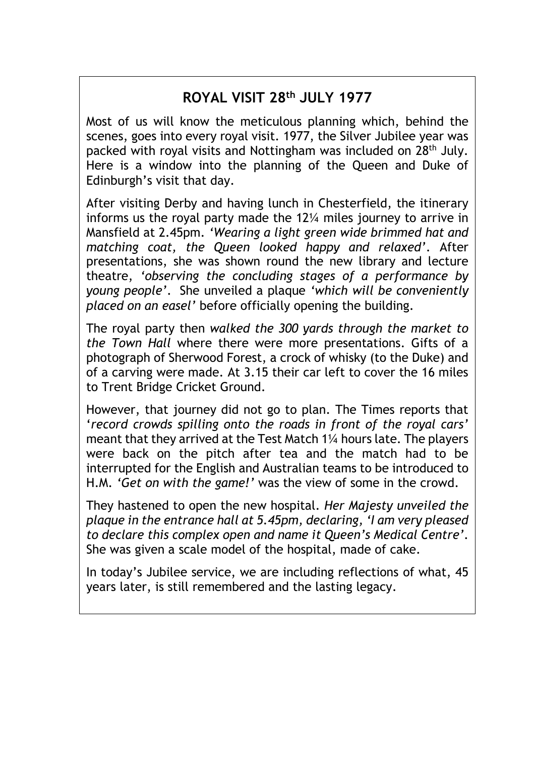## ROYAL VISIT 28th JULY 1977

Most of us will know the meticulous planning which, behind the scenes, goes into every royal visit. 1977, the Silver Jubilee year was packed with royal visits and Nottingham was included on 28th July. Here is a window into the planning of the Queen and Duke of Edinburgh's visit that day.

After visiting Derby and having lunch in Chesterfield, the itinerary informs us the royal party made the 12¼ miles journey to arrive in Mansfield at 2.45pm. *'Wearing a light green wide brimmed hat and matching coat, the Queen looked happy and relaxed'*. After presentations, she was shown round the new library and lecture theatre, *'observing the concluding stages of a performance by young people'*. She unveiled a plaque *'which will be conveniently placed on an easel'* before officially opening the building.

The royal party then *walked the 300 yards through the market to the Town Hall* where there were more presentations. Gifts of a photograph of Sherwood Forest, a crock of whisky (to the Duke) and of a carving were made. At 3.15 their car left to cover the 16 miles to Trent Bridge Cricket Ground.

However, that journey did not go to plan. The Times reports that '*record crowds spilling onto the roads in front of the royal cars*' meant that they arrived at the Test Match 1¼ hours late. The players were back on the pitch after tea and the match had to be interrupted for the English and Australian teams to be introduced to H.M. *'Get on with the game!'* was the view of some in the crowd.

They hastened to open the new hospital. *Her Majesty unveiled the plaque in the entrance hall at 5.45pm, declaring, 'I am very pleased to declare this complex open and name it Queen's Medical Centre'*. She was given a scale model of the hospital, made of cake.

In today's Jubilee service, we are including reflections of what, 45 years later, is still remembered and the lasting legacy.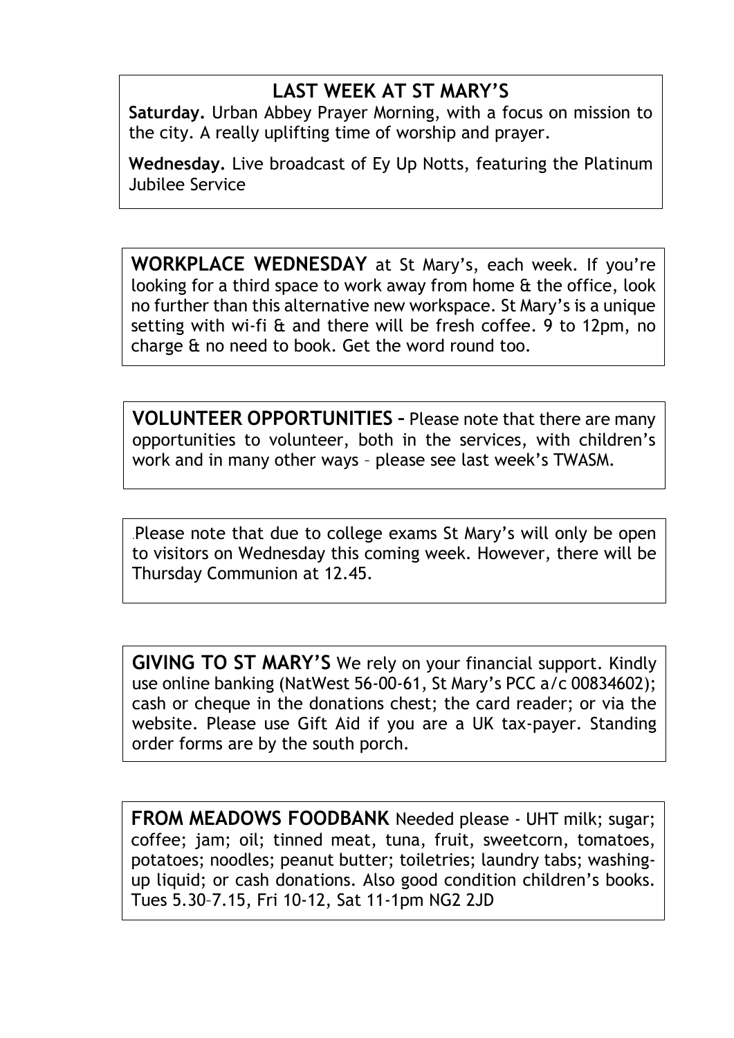## LAST WEEK AT ST MARY'S

**Saturday.** Urban Abbey Prayer Morning, with a focus on mission to the city. A really uplifting time of worship and prayer.

**Wednesday.** Live broadcast of Ey Up Notts, featuring the Platinum Jubilee Service

**WORKPLACE WEDNESDAY** at St Mary's, each week. If you're looking for a third space to work away from home & the office, look no further than this alternative new workspace. St Mary's is a unique setting with wi-fi & and there will be fresh coffee. 9 to 12pm, no charge & no need to book. Get the word round too.

**VOLUNTEER OPPORTUNITIES –** Please note that there are many opportunities to volunteer, both in the services, with children's work and in many other ways – please see last week's TWASM.

.Please note that due to college exams St Mary's will only be open to visitors on Wednesday this coming week. However, there will be Thursday Communion at 12.45.

**GIVING TO ST MARY'S** We rely on your financial support. Kindly use online banking (NatWest 56-00-61, St Mary's PCC a/c 00834602); cash or cheque in the donations chest; the card reader; or via the website. Please use Gift Aid if you are a UK tax-payer. Standing order forms are by the south porch.

**FROM MEADOWS FOODBANK** Needed please - UHT milk; sugar; coffee; jam; oil; tinned meat, tuna, fruit, sweetcorn, tomatoes, potatoes; noodles; peanut butter; toiletries; laundry tabs; washing-up liquid; or cash donations. Also good condition children's books. Tues 5.30–7.15, Fri 10-12, Sat 11-1pm NG2 2JD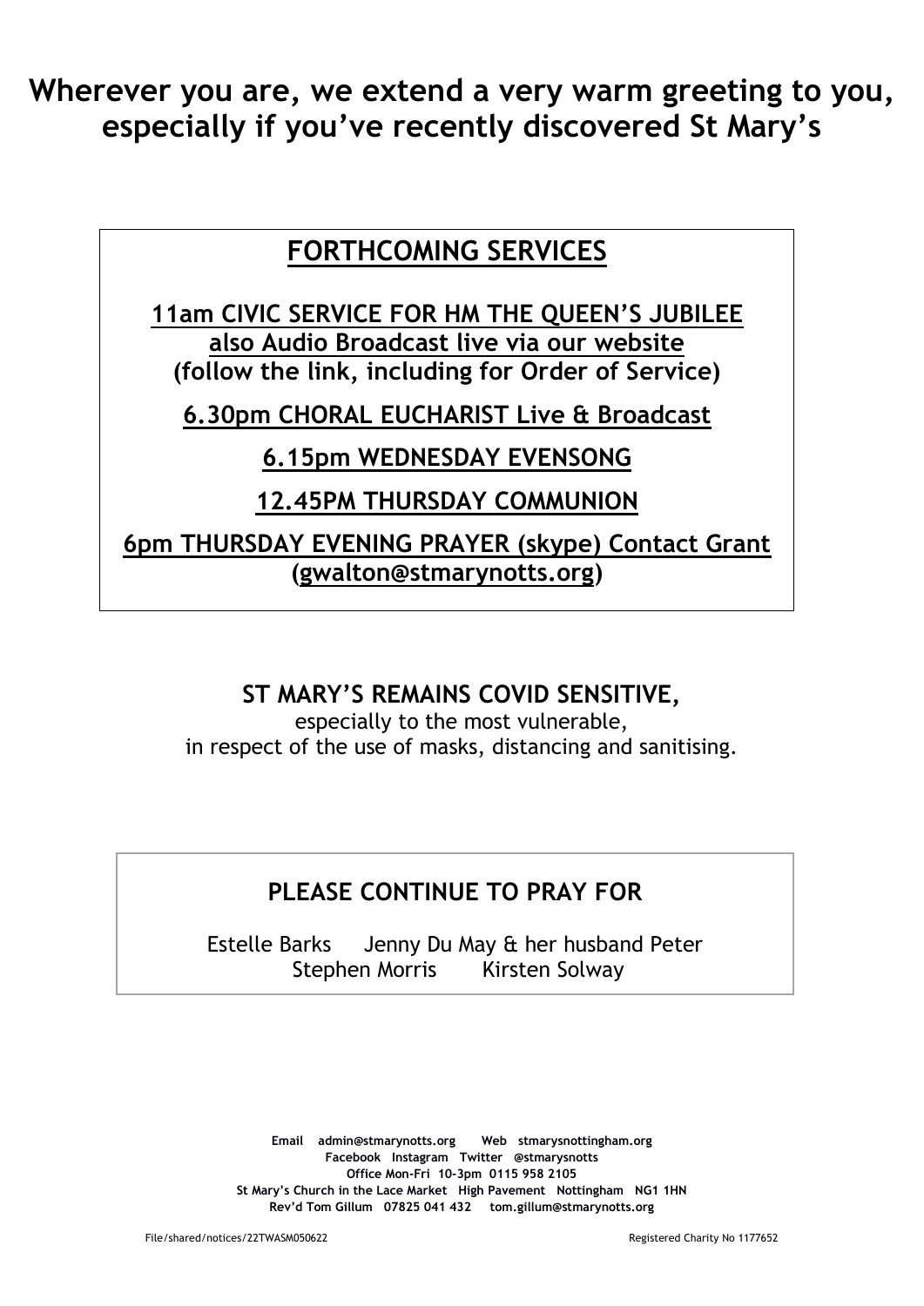# Wherever you are, we extend a very warm greeting to you, especially if you've recently discovered St Mary's

## FORTHCOMING SERVICES

**11am CIVIC SERVICE FOR HM THE QUEEN'S JUBILEE**
**also Audio Broadcast live via our website**
**(follow the link, including for Order of Service)**

**6.30pm CHORAL EUCHARIST Live & Broadcast**

**6.15pm WEDNESDAY EVENSONG**

**12.45PM THURSDAY COMMUNION**

**6pm THURSDAY EVENING PRAYER (skype) Contact Grant (gwalton@stmarynotts.org)**

**ST MARY'S REMAINS COVID SENSITIVE,**
especially to the most vulnerable,
in respect of the use of masks, distancing and sanitising.

## PLEASE CONTINUE TO PRAY FOR

Estelle Barks    Jenny Du May & her husband Peter
Stephen Morris    Kirsten Solway

**Email admin@stmarynotts.org  Web stmarysnottingham.org**
**Facebook Instagram Twitter @stmarysnotts**
**Office Mon-Fri 10-3pm 0115 958 2105**
**St Mary's Church in the Lace Market High Pavement Nottingham NG1 1HN**
**Rev'd Tom Gillum 07825 041 432 tom.gillum@stmarynotts.org**

File/shared/notices/22TWASM050622    Registered Charity No 1177652